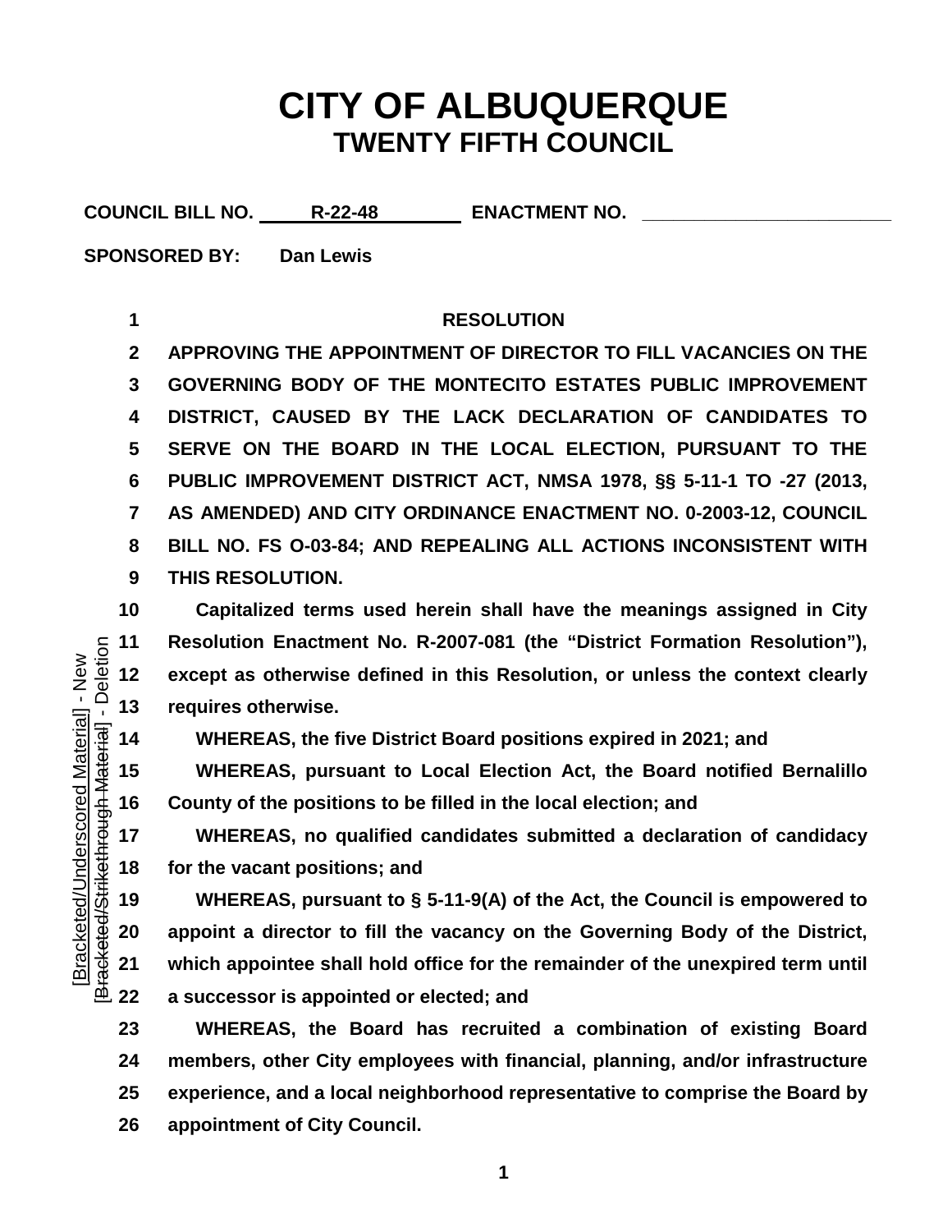# CITY OF ALBUQUERQUE
## TWENTY FIFTH COUNCIL

**COUNCIL BILL NO.** R-22-48 **ENACTMENT NO.** ____________

**SPONSORED BY:** Dan Lewis

**RESOLUTION**

**APPROVING THE APPOINTMENT OF DIRECTOR TO FILL VACANCIES ON THE GOVERNING BODY OF THE MONTECITO ESTATES PUBLIC IMPROVEMENT DISTRICT, CAUSED BY THE LACK DECLARATION OF CANDIDATES TO SERVE ON THE BOARD IN THE LOCAL ELECTION, PURSUANT TO THE PUBLIC IMPROVEMENT DISTRICT ACT, NMSA 1978, §§ 5-11-1 TO -27 (2013, AS AMENDED) AND CITY ORDINANCE ENACTMENT NO. 0-2003-12, COUNCIL BILL NO. FS O-03-84; AND REPEALING ALL ACTIONS INCONSISTENT WITH THIS RESOLUTION.**

**Capitalized terms used herein shall have the meanings assigned in City Resolution Enactment No. R-2007-081 (the "District Formation Resolution"), except as otherwise defined in this Resolution, or unless the context clearly requires otherwise.**

**WHEREAS, the five District Board positions expired in 2021; and**

**WHEREAS, pursuant to Local Election Act, the Board notified Bernalillo County of the positions to be filled in the local election; and**

**WHEREAS, no qualified candidates submitted a declaration of candidacy for the vacant positions; and**

**WHEREAS, pursuant to § 5-11-9(A) of the Act, the Council is empowered to appoint a director to fill the vacancy on the Governing Body of the District, which appointee shall hold office for the remainder of the unexpired term until a successor is appointed or elected; and**

**WHEREAS, the Board has recruited a combination of existing Board members, other City employees with financial, planning, and/or infrastructure experience, and a local neighborhood representative to comprise the Board by appointment of City Council.**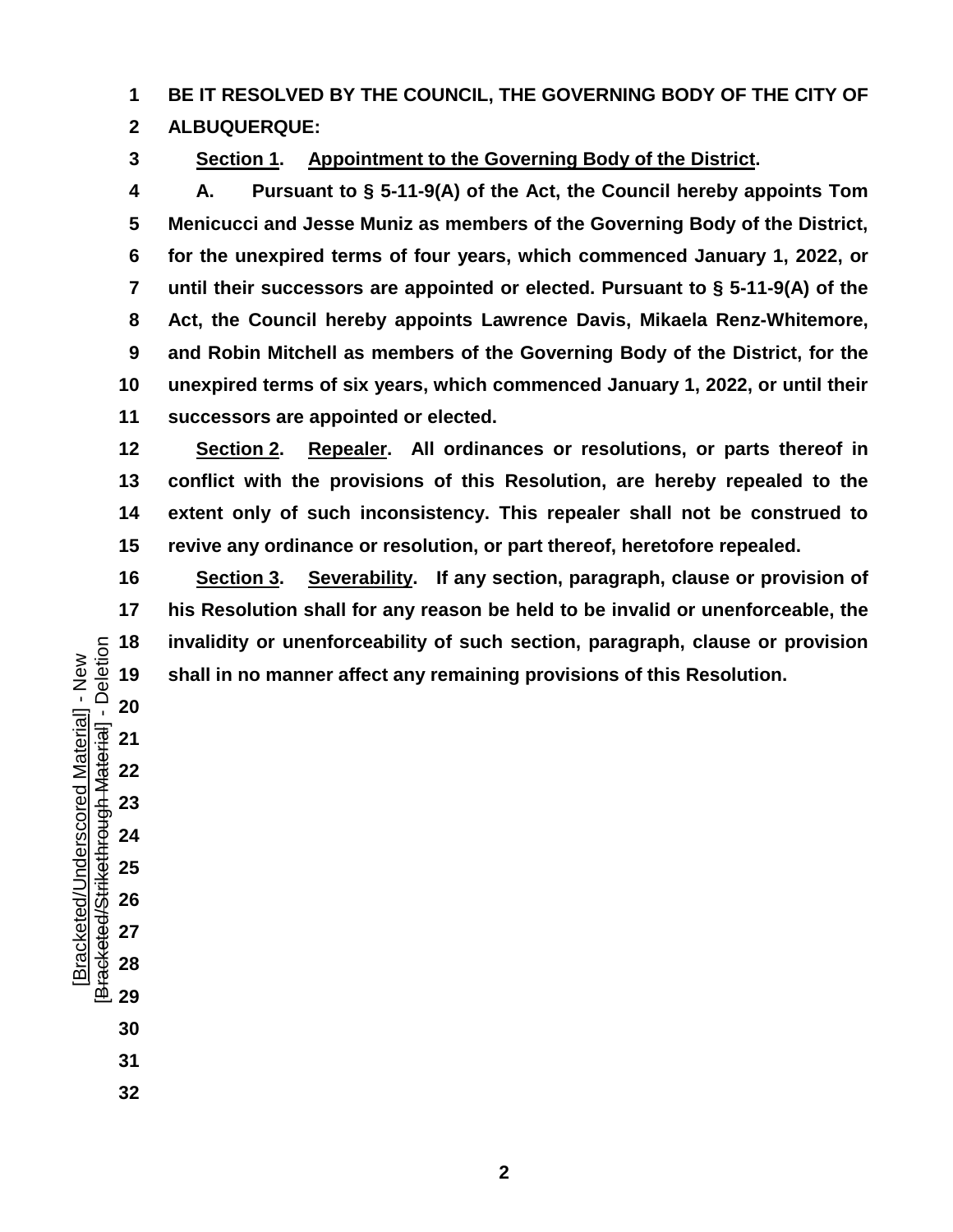**BE IT RESOLVED BY THE COUNCIL, THE GOVERNING BODY OF THE CITY OF ALBUQUERQUE:**

**Section 1. Appointment to the Governing Body of the District.**

**A. Pursuant to § 5-11-9(A) of the Act, the Council hereby appoints Tom Menicucci and Jesse Muniz as members of the Governing Body of the District, for the unexpired terms of four years, which commenced January 1, 2022, or until their successors are appointed or elected. Pursuant to § 5-11-9(A) of the Act, the Council hereby appoints Lawrence Davis, Mikaela Renz-Whitemore, and Robin Mitchell as members of the Governing Body of the District, for the unexpired terms of six years, which commenced January 1, 2022, or until their successors are appointed or elected.**

**Section 2. Repealer. All ordinances or resolutions, or parts thereof in conflict with the provisions of this Resolution, are hereby repealed to the extent only of such inconsistency. This repealer shall not be construed to revive any ordinance or resolution, or part thereof, heretofore repealed.**

**Section 3. Severability. If any section, paragraph, clause or provision of his Resolution shall for any reason be held to be invalid or unenforceable, the invalidity or unenforceability of such section, paragraph, clause or provision shall in no manner affect any remaining provisions of this Resolution.**

[Bracketed/Underscored Material] - New
[Bracketed/Strikethrough Material] - Deletion